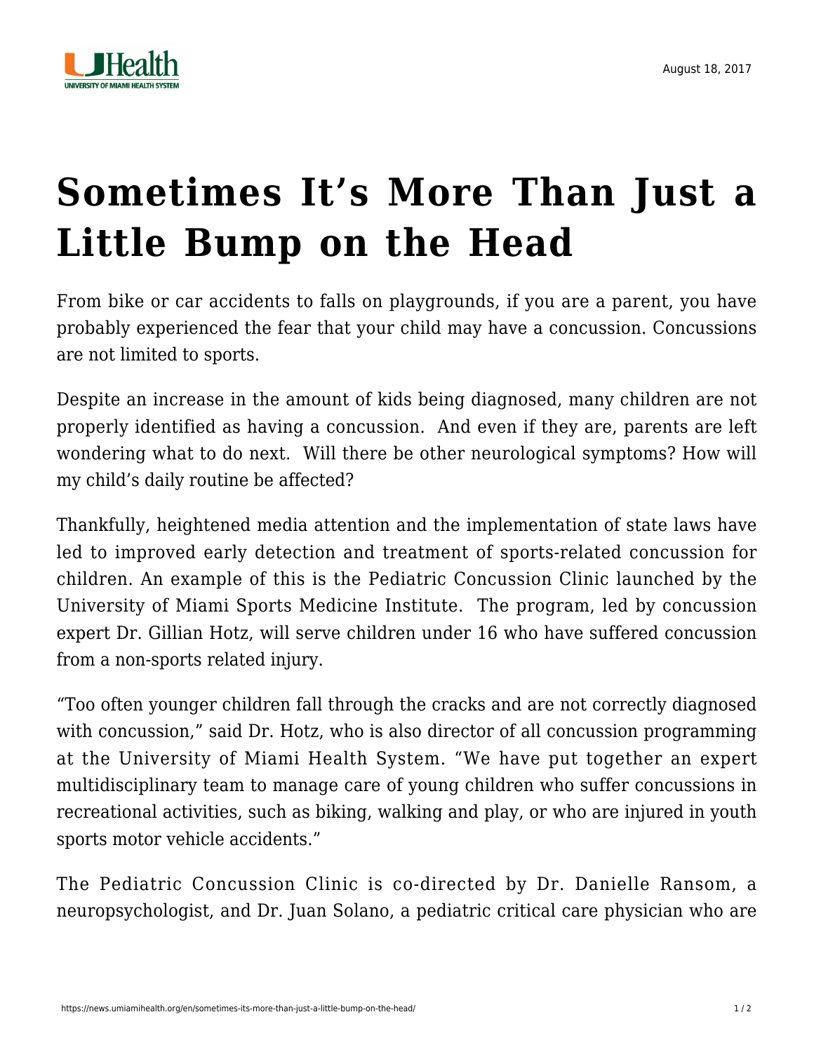August 18, 2017

# Sometimes It's More Than Just a Little Bump on the Head

From bike or car accidents to falls on playgrounds, if you are a parent, you have probably experienced the fear that your child may have a concussion. Concussions are not limited to sports.

Despite an increase in the amount of kids being diagnosed, many children are not properly identified as having a concussion. And even if they are, parents are left wondering what to do next. Will there be other neurological symptoms? How will my child's daily routine be affected?

Thankfully, heightened media attention and the implementation of state laws have led to improved early detection and treatment of sports-related concussion for children. An example of this is the Pediatric Concussion Clinic launched by the University of Miami Sports Medicine Institute. The program, led by concussion expert Dr. Gillian Hotz, will serve children under 16 who have suffered concussion from a non-sports related injury.

"Too often younger children fall through the cracks and are not correctly diagnosed with concussion," said Dr. Hotz, who is also director of all concussion programming at the University of Miami Health System. "We have put together an expert multidisciplinary team to manage care of young children who suffer concussions in recreational activities, such as biking, walking and play, or who are injured in youth sports motor vehicle accidents."

The Pediatric Concussion Clinic is co-directed by Dr. Danielle Ransom, a neuropsychologist, and Dr. Juan Solano, a pediatric critical care physician who are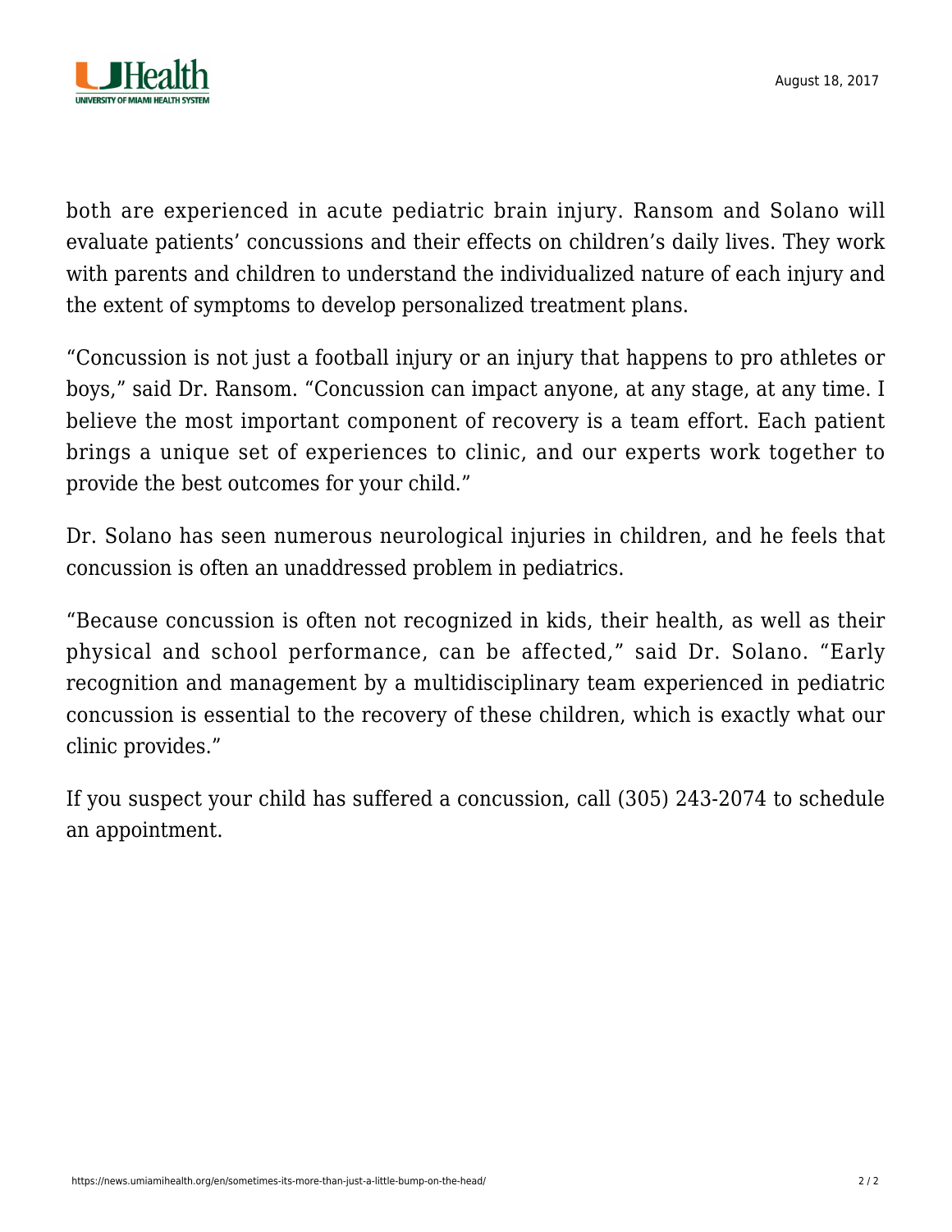both are experienced in acute pediatric brain injury. Ransom and Solano will evaluate patients' concussions and their effects on children's daily lives. They work with parents and children to understand the individualized nature of each injury and the extent of symptoms to develop personalized treatment plans.

"Concussion is not just a football injury or an injury that happens to pro athletes or boys," said Dr. Ransom. "Concussion can impact anyone, at any stage, at any time. I believe the most important component of recovery is a team effort. Each patient brings a unique set of experiences to clinic, and our experts work together to provide the best outcomes for your child."

Dr. Solano has seen numerous neurological injuries in children, and he feels that concussion is often an unaddressed problem in pediatrics.

"Because concussion is often not recognized in kids, their health, as well as their physical and school performance, can be affected," said Dr. Solano. "Early recognition and management by a multidisciplinary team experienced in pediatric concussion is essential to the recovery of these children, which is exactly what our clinic provides."

If you suspect your child has suffered a concussion, call (305) 243-2074 to schedule an appointment.